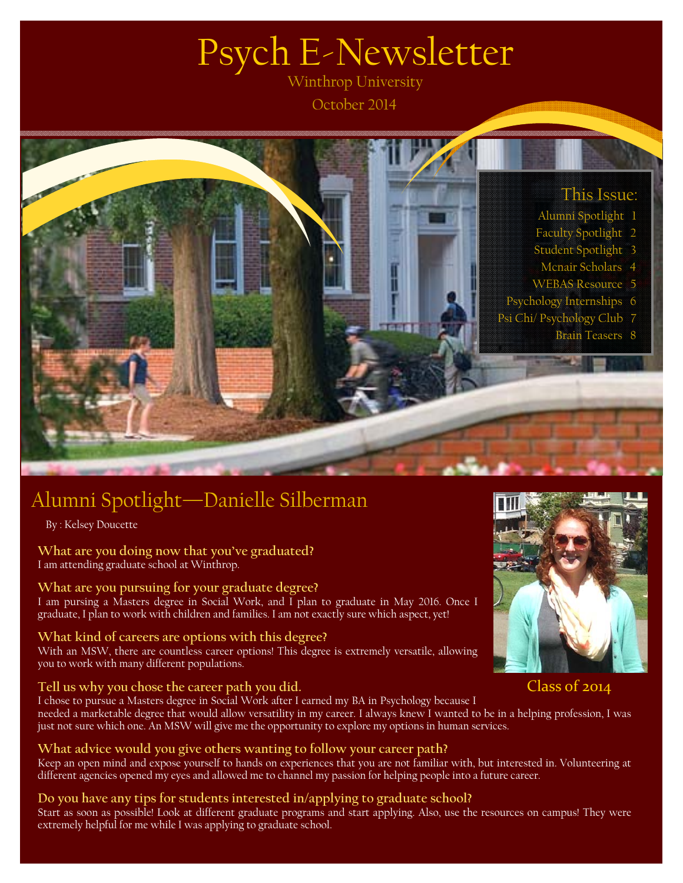# Psych E-Newsletter

Winthrop University

October 2014

## This Issue:

- Alumni Spotlight 1
- Faculty Spotlight 2
- Student Spotlight 3
- Mcnair Scholars 4
- WEBAS Resource 5
- Psychology Internships 6
- Psi Chi/ Psychology Club 7
- Brain Teasers 8

## Alumni Spotlight—Danielle Silberman

By : Kelsey Doucette

Class of 2014

**What are you doing now that you've graduated?**
I am attending graduate school at Winthrop.

**What are you pursuing for your graduate degree?**
I am pursing a Masters degree in Social Work, and I plan to graduate in May 2016. Once I graduate, I plan to work with children and families. I am not exactly sure which aspect, yet!

**What kind of careers are options with this degree?**
With an MSW, there are countless career options! This degree is extremely versatile, allowing you to work with many different populations.

**Tell us why you chose the career path you did.**
I chose to pursue a Masters degree in Social Work after I earned my BA in Psychology because I needed a marketable degree that would allow versatility in my career. I always knew I wanted to be in a helping profession, I was just not sure which one. An MSW will give me the opportunity to explore my options in human services.

**What advice would you give others wanting to follow your career path?**
Keep an open mind and expose yourself to hands on experiences that you are not familiar with, but interested in. Volunteering at different agencies opened my eyes and allowed me to channel my passion for helping people into a future career.

**Do you have any tips for students interested in/applying to graduate school?**
Start as soon as possible! Look at different graduate programs and start applying. Also, use the resources on campus! They were extremely helpful for me while I was applying to graduate school.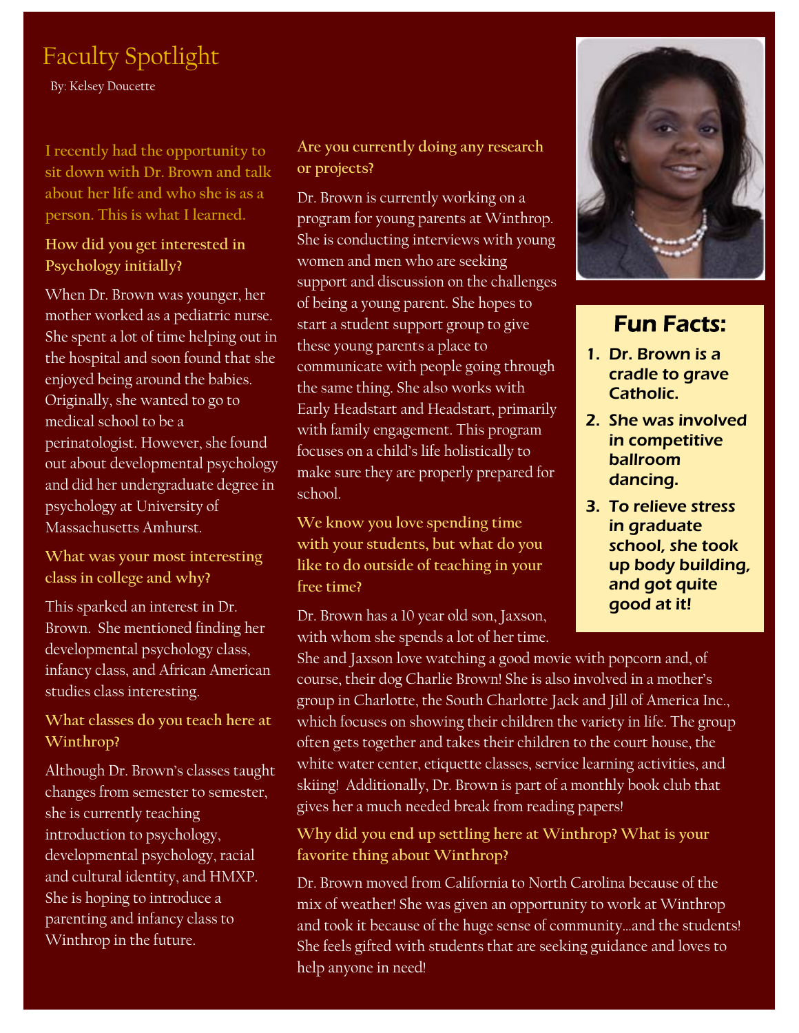# Faculty Spotlight

By: Kelsey Doucette

**I recently had the opportunity to sit down with Dr. Brown and talk about her life and who she is as a person. This is what I learned.**

### How did you get interested in Psychology initially?

When Dr. Brown was younger, her mother worked as a pediatric nurse. She spent a lot of time helping out in the hospital and soon found that she enjoyed being around the babies. Originally, she wanted to go to medical school to be a perinatologist. However, she found out about developmental psychology and did her undergraduate degree in psychology at University of Massachusetts Amhurst.

### What was your most interesting class in college and why?

This sparked an interest in Dr. Brown. She mentioned finding her developmental psychology class, infancy class, and African American studies class interesting.

### What classes do you teach here at Winthrop?

Although Dr. Brown's classes taught changes from semester to semester, she is currently teaching introduction to psychology, developmental psychology, racial and cultural identity, and HMXP. She is hoping to introduce a parenting and infancy class to Winthrop in the future.

### Are you currently doing any research or projects?

Dr. Brown is currently working on a program for young parents at Winthrop. She is conducting interviews with young women and men who are seeking support and discussion on the challenges of being a young parent. She hopes to start a student support group to give these young parents a place to communicate with people going through the same thing. She also works with Early Headstart and Headstart, primarily with family engagement. This program focuses on a child's life holistically to make sure they are properly prepared for school.

### We know you love spending time with your students, but what do you like to do outside of teaching in your free time?

Dr. Brown has a 10 year old son, Jaxson, with whom she spends a lot of her time. She and Jaxson love watching a good movie with popcorn and, of course, their dog Charlie Brown! She is also involved in a mother's group in Charlotte, the South Charlotte Jack and Jill of America Inc., which focuses on showing their children the variety in life. The group often gets together and takes their children to the court house, the white water center, etiquette classes, service learning activities, and skiing! Additionally, Dr. Brown is part of a monthly book club that gives her a much needed break from reading papers!

### Why did you end up settling here at Winthrop? What is your favorite thing about Winthrop?

Dr. Brown moved from California to North Carolina because of the mix of weather! She was given an opportunity to work at Winthrop and took it because of the huge sense of community...and the students! She feels gifted with students that are seeking guidance and loves to help anyone in need!

## Fun Facts:

1. *Dr. Brown is a cradle to grave Catholic.*
2. *She was involved in competitive ballroom dancing.*
3. *To relieve stress in graduate school, she took up body building, and got quite good at it!*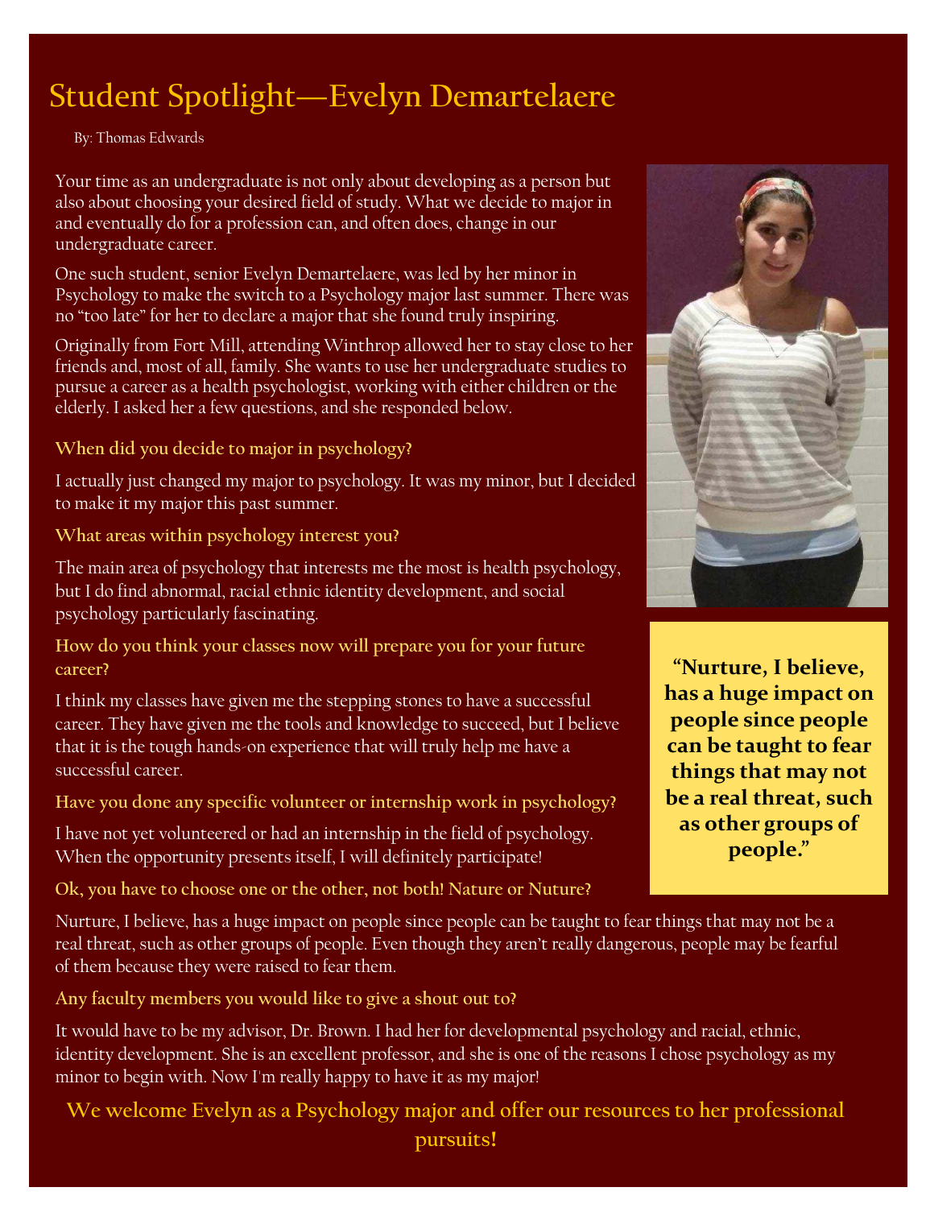# Student Spotlight—Evelyn Demartelaere

By: Thomas Edwards

Your time as an undergraduate is not only about developing as a person but also about choosing your desired field of study. What we decide to major in and eventually do for a profession can, and often does, change in our undergraduate career.

One such student, senior Evelyn Demartelaere, was led by her minor in Psychology to make the switch to a Psychology major last summer. There was no "too late" for her to declare a major that she found truly inspiring.

Originally from Fort Mill, attending Winthrop allowed her to stay close to her friends and, most of all, family. She wants to use her undergraduate studies to pursue a career as a health psychologist, working with either children or the elderly. I asked her a few questions, and she responded below.

**When did you decide to major in psychology?**

I actually just changed my major to psychology. It was my minor, but I decided to make it my major this past summer.

**What areas within psychology interest you?**

The main area of psychology that interests me the most is health psychology, but I do find abnormal, racial ethnic identity development, and social psychology particularly fascinating.

**How do you think your classes now will prepare you for your future career?**

I think my classes have given me the stepping stones to have a successful career. They have given me the tools and knowledge to succeed, but I believe that it is the tough hands-on experience that will truly help me have a successful career.

**Have you done any specific volunteer or internship work in psychology?**

I have not yet volunteered or had an internship in the field of psychology. When the opportunity presents itself, I will definitely participate!

**Ok, you have to choose one or the other, not both! Nature or Nuture?**

Nurture, I believe, has a huge impact on people since people can be taught to fear things that may not be a real threat, such as other groups of people. Even though they aren't really dangerous, people may be fearful of them because they were raised to fear them.

**"Nurture, I believe, has a huge impact on people since people can be taught to fear things that may not be a real threat, such as other groups of people."**

**Any faculty members you would like to give a shout out to?**

It would have to be my advisor, Dr. Brown. I had her for developmental psychology and racial, ethnic, identity development. She is an excellent professor, and she is one of the reasons I chose psychology as my minor to begin with. Now I'm really happy to have it as my major!

**We welcome Evelyn as a Psychology major and offer our resources to her professional pursuits!**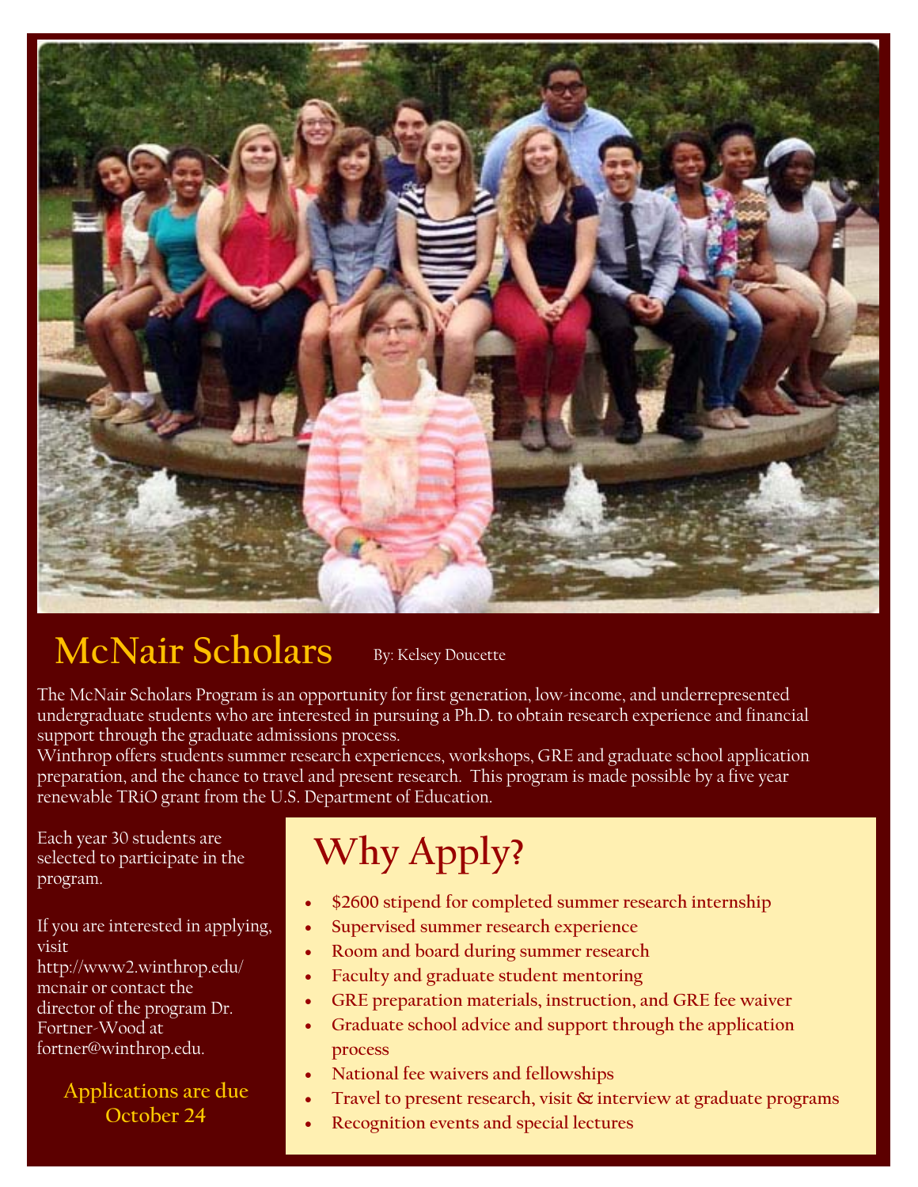# McNair Scholars

By: Kelsey Doucette

The McNair Scholars Program is an opportunity for first generation, low-income, and underrepresented undergraduate students who are interested in pursuing a Ph.D. to obtain research experience and financial support through the graduate admissions process.

Winthrop offers students summer research experiences, workshops, GRE and graduate school application preparation, and the chance to travel and present research. This program is made possible by a five year renewable TRiO grant from the U.S. Department of Education.

Each year 30 students are selected to participate in the program.

If you are interested in applying, visit http://www2.winthrop.edu/mcnair or contact the director of the program Dr. Fortner-Wood at fortner@winthrop.edu.

**Applications are due October 24**

## Why Apply?

- $2600 stipend for completed summer research internship
- Supervised summer research experience
- Room and board during summer research
- Faculty and graduate student mentoring
- GRE preparation materials, instruction, and GRE fee waiver
- Graduate school advice and support through the application process
- National fee waivers and fellowships
- Travel to present research, visit & interview at graduate programs
- Recognition events and special lectures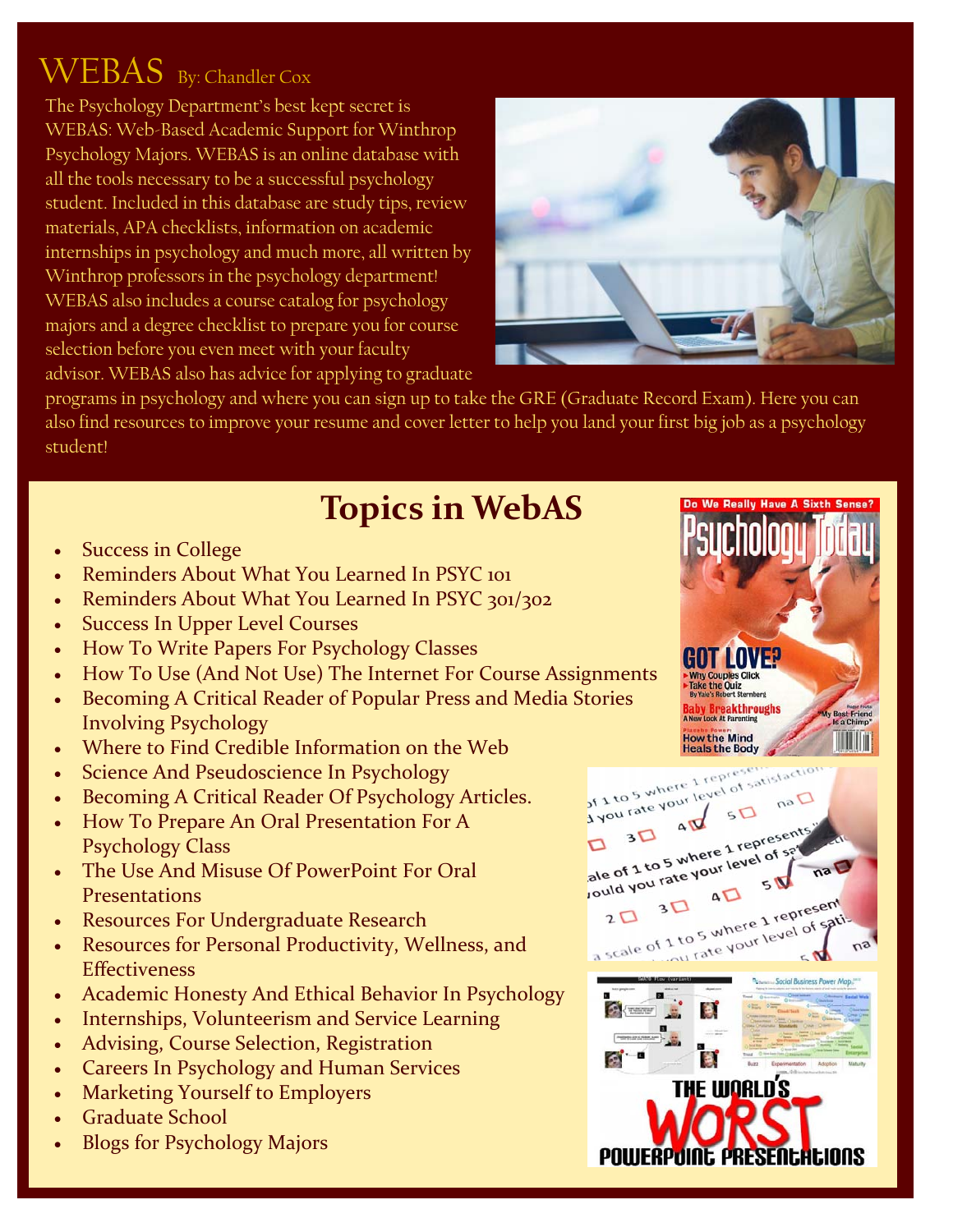# WEBAS

By: Chandler Cox

The Psychology Department's best kept secret is WEBAS: Web-Based Academic Support for Winthrop Psychology Majors. WEBAS is an online database with all the tools necessary to be a successful psychology student. Included in this database are study tips, review materials, APA checklists, information on academic internships in psychology and much more, all written by Winthrop professors in the psychology department! WEBAS also includes a course catalog for psychology majors and a degree checklist to prepare you for course selection before you even meet with your faculty advisor. WEBAS also has advice for applying to graduate programs in psychology and where you can sign up to take the GRE (Graduate Record Exam). Here you can also find resources to improve your resume and cover letter to help you land your first big job as a psychology student!

## Topics in WebAS

- Success in College
- Reminders About What You Learned In PSYC 101
- Reminders About What You Learned In PSYC 301/302
- Success In Upper Level Courses
- How To Write Papers For Psychology Classes
- How To Use (And Not Use) The Internet For Course Assignments
- Becoming A Critical Reader of Popular Press and Media Stories Involving Psychology
- Where to Find Credible Information on the Web
- Science And Pseudoscience In Psychology
- Becoming A Critical Reader Of Psychology Articles.
- How To Prepare An Oral Presentation For A Psychology Class
- The Use And Misuse Of PowerPoint For Oral Presentations
- Resources For Undergraduate Research
- Resources for Personal Productivity, Wellness, and Effectiveness
- Academic Honesty And Ethical Behavior In Psychology
- Internships, Volunteerism and Service Learning
- Advising, Course Selection, Registration
- Careers In Psychology and Human Services
- Marketing Yourself to Employers
- Graduate School
- Blogs for Psychology Majors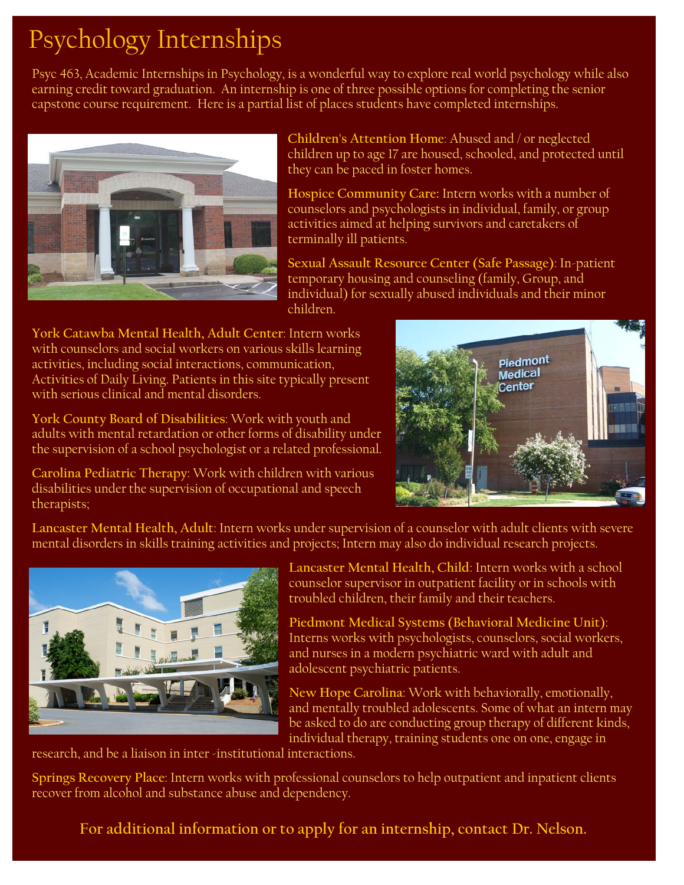# Psychology Internships

Psyc 463, Academic Internships in Psychology, is a wonderful way to explore real world psychology while also earning credit toward graduation. An internship is one of three possible options for completing the senior capstone course requirement. Here is a partial list of places students have completed internships.

**Children's Attention Home**: Abused and / or neglected children up to age 17 are housed, schooled, and protected until they can be paced in foster homes.

**Hospice Community Care:** Intern works with a number of counselors and psychologists in individual, family, or group activities aimed at helping survivors and caretakers of terminally ill patients.

**Sexual Assault Resource Center (Safe Passage)**: In-patient temporary housing and counseling (family, Group, and individual) for sexually abused individuals and their minor children.

**York Catawba Mental Health, Adult Center**: Intern works with counselors and social workers on various skills learning activities, including social interactions, communication, Activities of Daily Living. Patients in this site typically present with serious clinical and mental disorders.

**York County Board of Disabilities**: Work with youth and adults with mental retardation or other forms of disability under the supervision of a school psychologist or a related professional.

**Carolina Pediatric Therapy**: Work with children with various disabilities under the supervision of occupational and speech therapists;

**Lancaster Mental Health, Adult**: Intern works under supervision of a counselor with adult clients with severe mental disorders in skills training activities and projects; Intern may also do individual research projects.

**Lancaster Mental Health, Child**: Intern works with a school counselor supervisor in outpatient facility or in schools with troubled children, their family and their teachers.

**Piedmont Medical Systems (Behavioral Medicine Unit)**: Interns works with psychologists, counselors, social workers, and nurses in a modern psychiatric ward with adult and adolescent psychiatric patients.

**New Hope Carolina**: Work with behaviorally, emotionally, and mentally troubled adolescents. Some of what an intern may be asked to do are conducting group therapy of different kinds, individual therapy, training students one on one, engage in research, and be a liaison in inter -institutional interactions.

**Springs Recovery Place**: Intern works with professional counselors to help outpatient and inpatient clients recover from alcohol and substance abuse and dependency.

**For additional information or to apply for an internship, contact Dr. Nelson.**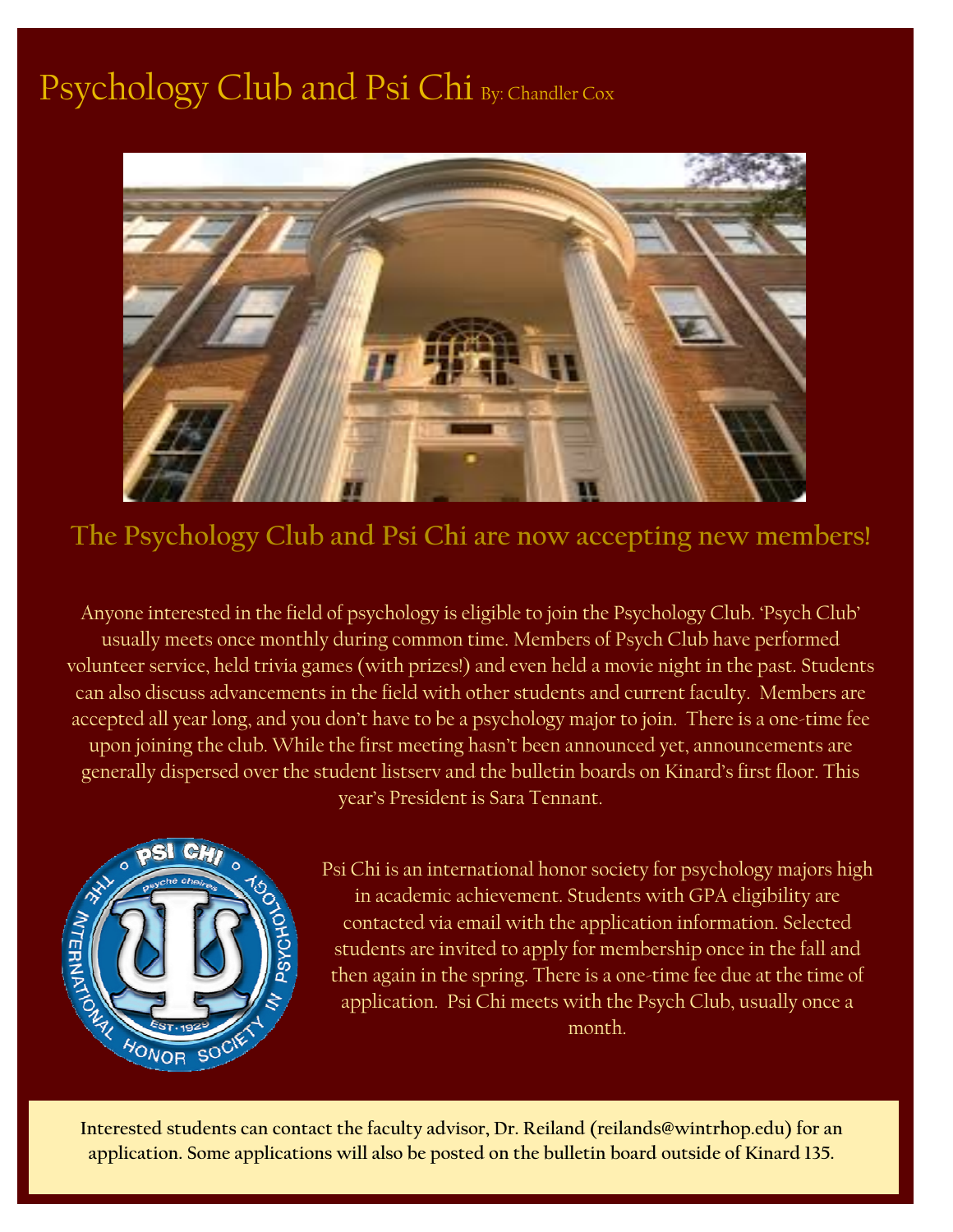# Psychology Club and Psi Chi By: Chandler Cox

## The Psychology Club and Psi Chi are now accepting new members!

Anyone interested in the field of psychology is eligible to join the Psychology Club. 'Psych Club' usually meets once monthly during common time. Members of Psych Club have performed volunteer service, held trivia games (with prizes!) and even held a movie night in the past. Students can also discuss advancements in the field with other students and current faculty. Members are accepted all year long, and you don't have to be a psychology major to join. There is a one-time fee upon joining the club. While the first meeting hasn't been announced yet, announcements are generally dispersed over the student listserv and the bulletin boards on Kinard's first floor. This year's President is Sara Tennant.

Psi Chi is an international honor society for psychology majors high in academic achievement. Students with GPA eligibility are contacted via email with the application information. Selected students are invited to apply for membership once in the fall and then again in the spring. There is a one-time fee due at the time of application. Psi Chi meets with the Psych Club, usually once a month.

**Interested students can contact the faculty advisor, Dr. Reiland (reilands@wintrhop.edu) for an application. Some applications will also be posted on the bulletin board outside of Kinard 135.**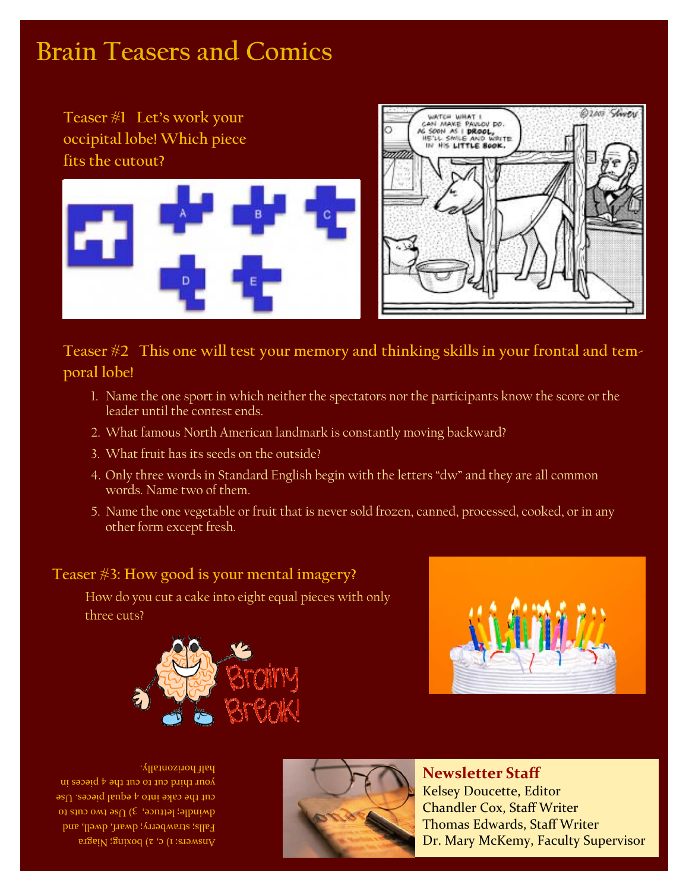# Brain Teasers and Comics

**Teaser #1 Let's work your occipital lobe! Which piece fits the cutout?**

**Teaser #2 This one will test your memory and thinking skills in your frontal and temporal lobe!**

1. Name the one sport in which neither the spectators nor the participants know the score or the leader until the contest ends.
2. What famous North American landmark is constantly moving backward?
3. What fruit has its seeds on the outside?
4. Only three words in Standard English begin with the letters "dw" and they are all common words. Name two of them.
5. Name the one vegetable or fruit that is never sold frozen, canned, processed, cooked, or in any other form except fresh.

**Teaser #3: How good is your mental imagery?**

How do you cut a cake into eight equal pieces with only three cuts?

Answers: 1) c, 2) boxing; Niagra Falls; strawberry; dwarf, dwell, and dwindle; lettuce, 3) Use two cuts to cut the cake into 4 equal pieces. Use your third cut to cut the 4 pieces in half horizontally.

**Newsletter Staff**

Kelsey Doucette, Editor
Chandler Cox, Staff Writer
Thomas Edwards, Staff Writer
Dr. Mary McKemy, Faculty Supervisor